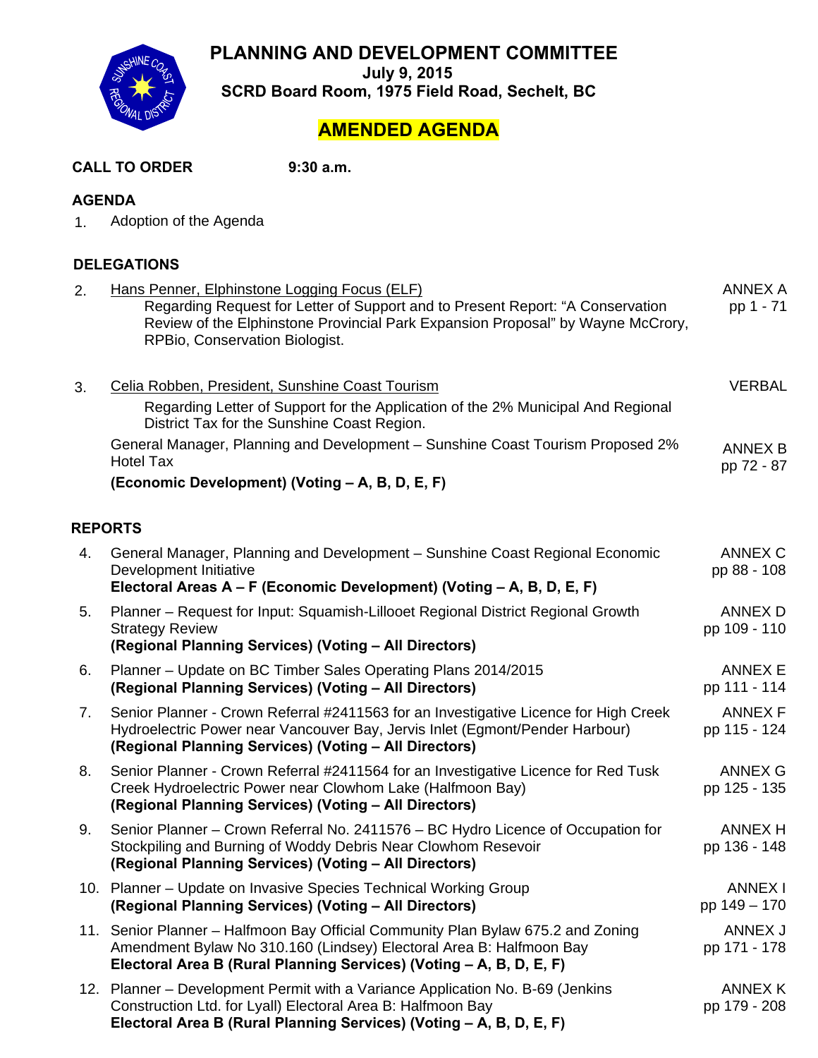# PLANNING AND DEVELOPMENT COMMITTEE

**July 9, 2015**

**SCRD Board Room, 1975 Field Road, Sechelt, BC**

## AMENDED AGENDA

**CALL TO ORDER** **9:30 a.m.**

### AGENDA

1. Adoption of the Agenda

### DELEGATIONS

| | | |
|---|---|---|
| 2. | Hans Penner, Elphinstone Logging Focus (ELF)<br>Regarding Request for Letter of Support and to Present Report: "A Conservation Review of the Elphinstone Provincial Park Expansion Proposal" by Wayne McCrory, RPBio, Conservation Biologist. | ANNEX A<br>pp 1 - 71 |
| 3. | Celia Robben, President, Sunshine Coast Tourism<br>Regarding Letter of Support for the Application of the 2% Municipal And Regional District Tax for the Sunshine Coast Region. | VERBAL |
| | General Manager, Planning and Development – Sunshine Coast Tourism Proposed 2% Hotel Tax<br>**(Economic Development) (Voting – A, B, D, E, F)** | ANNEX B<br>pp 72 - 87 |

### REPORTS

| | | |
|---|---|---|
| 4. | General Manager, Planning and Development – Sunshine Coast Regional Economic Development Initiative<br>**Electoral Areas A – F (Economic Development) (Voting – A, B, D, E, F)** | ANNEX C<br>pp 88 - 108 |
| 5. | Planner – Request for Input: Squamish-Lillooet Regional District Regional Growth Strategy Review<br>**(Regional Planning Services) (Voting – All Directors)** | ANNEX D<br>pp 109 - 110 |
| 6. | Planner – Update on BC Timber Sales Operating Plans 2014/2015<br>**(Regional Planning Services) (Voting – All Directors)** | ANNEX E<br>pp 111 - 114 |
| 7. | Senior Planner - Crown Referral #2411563 for an Investigative Licence for High Creek Hydroelectric Power near Vancouver Bay, Jervis Inlet (Egmont/Pender Harbour)<br>**(Regional Planning Services) (Voting – All Directors)** | ANNEX F<br>pp 115 - 124 |
| 8. | Senior Planner - Crown Referral #2411564 for an Investigative Licence for Red Tusk Creek Hydroelectric Power near Clowhom Lake (Halfmoon Bay)<br>**(Regional Planning Services) (Voting – All Directors)** | ANNEX G<br>pp 125 - 135 |
| 9. | Senior Planner – Crown Referral No. 2411576 – BC Hydro Licence of Occupation for Stockpiling and Burning of Woddy Debris Near Clowhom Resevoir<br>**(Regional Planning Services) (Voting – All Directors)** | ANNEX H<br>pp 136 - 148 |
| 10. | Planner – Update on Invasive Species Technical Working Group<br>**(Regional Planning Services) (Voting – All Directors)** | ANNEX I<br>pp 149 – 170 |
| 11. | Senior Planner – Halfmoon Bay Official Community Plan Bylaw 675.2 and Zoning Amendment Bylaw No 310.160 (Lindsey) Electoral Area B: Halfmoon Bay<br>**Electoral Area B (Rural Planning Services) (Voting – A, B, D, E, F)** | ANNEX J<br>pp 171 - 178 |
| 12. | Planner – Development Permit with a Variance Application No. B-69 (Jenkins Construction Ltd. for Lyall) Electoral Area B: Halfmoon Bay<br>**Electoral Area B (Rural Planning Services) (Voting – A, B, D, E, F)** | ANNEX K<br>pp 179 - 208 |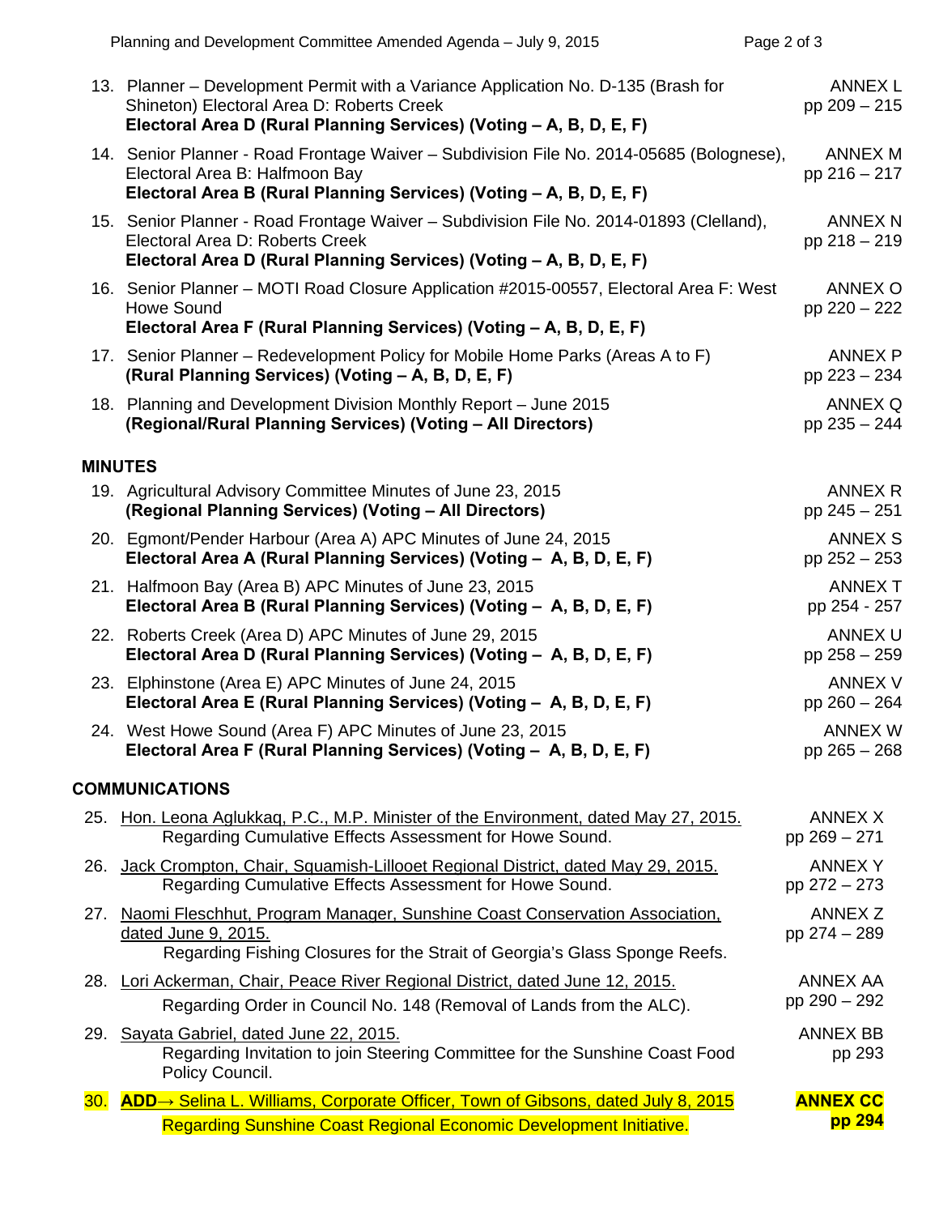13. Planner – Development Permit with a Variance Application No. D-135 (Brash for Shineton) Electoral Area D: Roberts Creek
    **Electoral Area D (Rural Planning Services) (Voting – A, B, D, E, F)** — ANNEX L, pp 209 – 215

14. Senior Planner - Road Frontage Waiver – Subdivision File No. 2014-05685 (Bolognese), Electoral Area B: Halfmoon Bay
    **Electoral Area B (Rural Planning Services) (Voting – A, B, D, E, F)** — ANNEX M, pp 216 – 217

15. Senior Planner - Road Frontage Waiver – Subdivision File No. 2014-01893 (Clelland), Electoral Area D: Roberts Creek
    **Electoral Area D (Rural Planning Services) (Voting – A, B, D, E, F)** — ANNEX N, pp 218 – 219

16. Senior Planner – MOTI Road Closure Application #2015-00557, Electoral Area F: West Howe Sound
    **Electoral Area F (Rural Planning Services) (Voting – A, B, D, E, F)** — ANNEX O, pp 220 – 222

17. Senior Planner – Redevelopment Policy for Mobile Home Parks (Areas A to F)
    **(Rural Planning Services) (Voting – A, B, D, E, F)** — ANNEX P, pp 223 – 234

18. Planning and Development Division Monthly Report – June 2015
    **(Regional/Rural Planning Services) (Voting – All Directors)** — ANNEX Q, pp 235 – 244

## MINUTES

19. Agricultural Advisory Committee Minutes of June 23, 2015
    **(Regional Planning Services) (Voting – All Directors)** — ANNEX R, pp 245 – 251

20. Egmont/Pender Harbour (Area A) APC Minutes of June 24, 2015
    **Electoral Area A (Rural Planning Services) (Voting – A, B, D, E, F)** — ANNEX S, pp 252 – 253

21. Halfmoon Bay (Area B) APC Minutes of June 23, 2015
    **Electoral Area B (Rural Planning Services) (Voting – A, B, D, E, F)** — ANNEX T, pp 254 - 257

22. Roberts Creek (Area D) APC Minutes of June 29, 2015
    **Electoral Area D (Rural Planning Services) (Voting – A, B, D, E, F)** — ANNEX U, pp 258 – 259

23. Elphinstone (Area E) APC Minutes of June 24, 2015
    **Electoral Area E (Rural Planning Services) (Voting – A, B, D, E, F)** — ANNEX V, pp 260 – 264

24. West Howe Sound (Area F) APC Minutes of June 23, 2015
    **Electoral Area F (Rural Planning Services) (Voting – A, B, D, E, F)** — ANNEX W, pp 265 – 268

## COMMUNICATIONS

25. Hon. Leona Aglukkaq, P.C., M.P. Minister of the Environment, dated May 27, 2015.
    Regarding Cumulative Effects Assessment for Howe Sound. — ANNEX X, pp 269 – 271

26. Jack Crompton, Chair, Squamish-Lillooet Regional District, dated May 29, 2015.
    Regarding Cumulative Effects Assessment for Howe Sound. — ANNEX Y, pp 272 – 273

27. Naomi Fleschhut, Program Manager, Sunshine Coast Conservation Association, dated June 9, 2015.
    Regarding Fishing Closures for the Strait of Georgia's Glass Sponge Reefs. — ANNEX Z, pp 274 – 289

28. Lori Ackerman, Chair, Peace River Regional District, dated June 12, 2015.
    Regarding Order in Council No. 148 (Removal of Lands from the ALC). — ANNEX AA, pp 290 – 292

29. Sayata Gabriel, dated June 22, 2015.
    Regarding Invitation to join Steering Committee for the Sunshine Coast Food Policy Council. — ANNEX BB, pp 293

30. **ADD→** Selina L. Williams, Corporate Officer, Town of Gibsons, dated July 8, 2015
    Regarding Sunshine Coast Regional Economic Development Initiative. — **ANNEX CC, pp 294**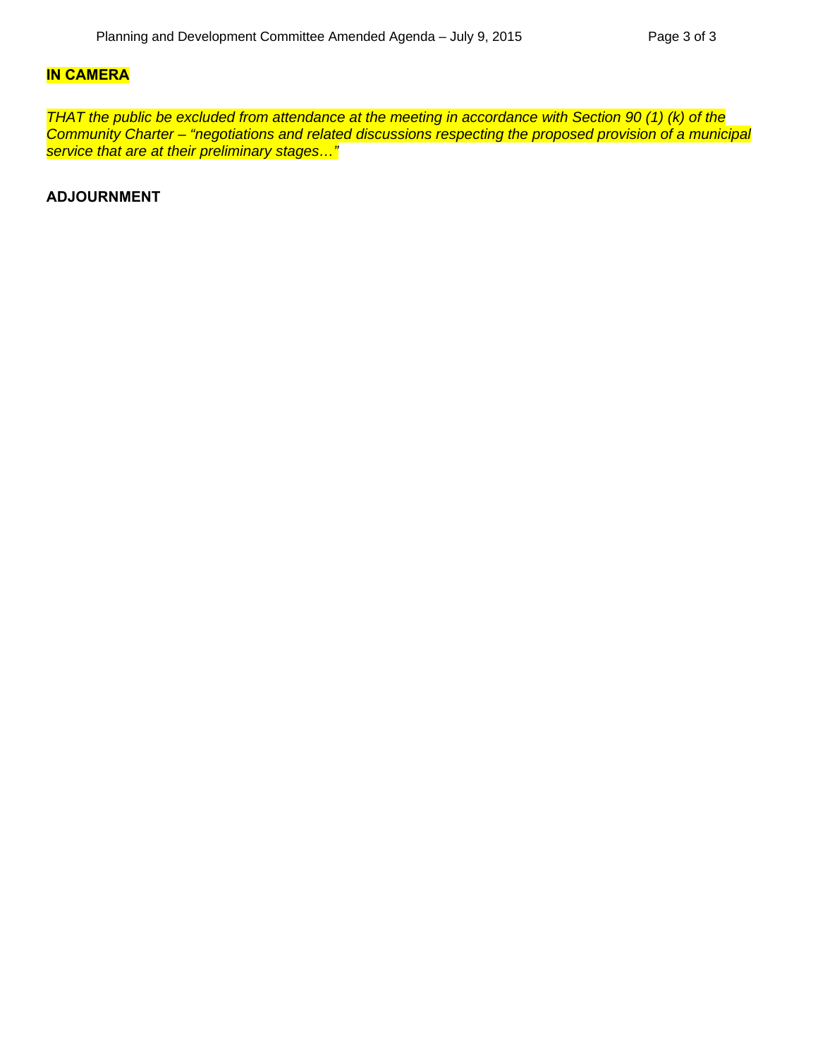**IN CAMERA**

*THAT the public be excluded from attendance at the meeting in accordance with Section 90 (1) (k) of the Community Charter – "negotiations and related discussions respecting the proposed provision of a municipal service that are at their preliminary stages…"*

**ADJOURNMENT**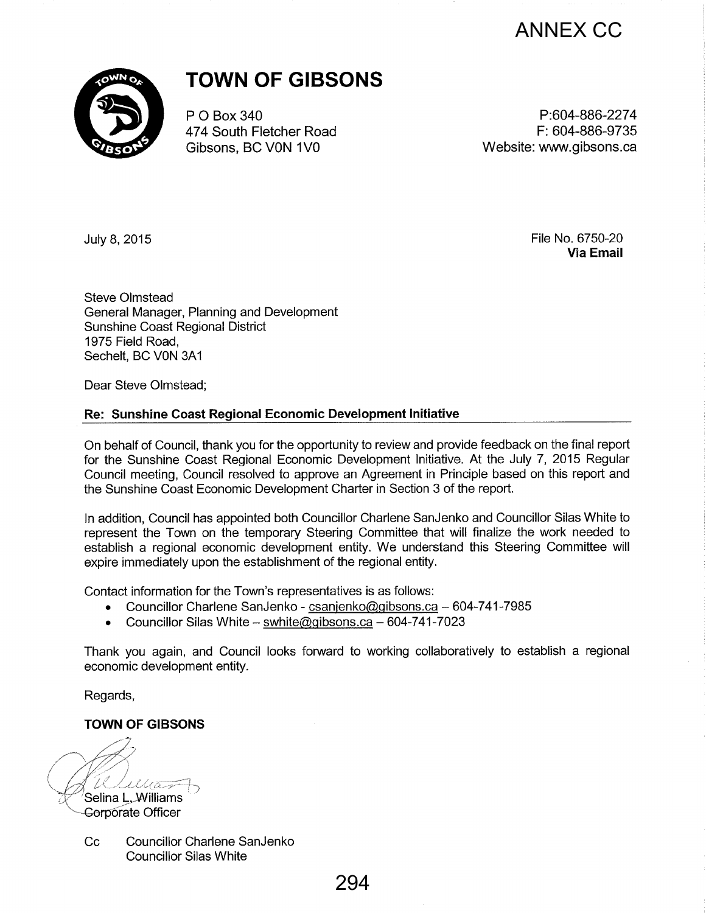ANNEX CC

# TOWN OF GIBSONS

P O Box 340
474 South Fletcher Road
Gibsons, BC V0N 1V0

P:604-886-2274
F: 604-886-9735
Website: www.gibsons.ca

July 8, 2015

File No. 6750-20
**Via Email**

Steve Olmstead
General Manager, Planning and Development
Sunshine Coast Regional District
1975 Field Road,
Sechelt, BC V0N 3A1

Dear Steve Olmstead;

**Re: Sunshine Coast Regional Economic Development Initiative**

On behalf of Council, thank you for the opportunity to review and provide feedback on the final report for the Sunshine Coast Regional Economic Development Initiative. At the July 7, 2015 Regular Council meeting, Council resolved to approve an Agreement in Principle based on this report and the Sunshine Coast Economic Development Charter in Section 3 of the report.

In addition, Council has appointed both Councillor Charlene SanJenko and Councillor Silas White to represent the Town on the temporary Steering Committee that will finalize the work needed to establish a regional economic development entity. We understand this Steering Committee will expire immediately upon the establishment of the regional entity.

Contact information for the Town's representatives is as follows:

- Councillor Charlene SanJenko - csanjenko@gibsons.ca – 604-741-7985
- Councillor Silas White – swhite@gibsons.ca – 604-741-7023

Thank you again, and Council looks forward to working collaboratively to establish a regional economic development entity.

Regards,

**TOWN OF GIBSONS**

Selina L. Williams
Corporate Officer

Cc Councillor Charlene SanJenko
Councillor Silas White